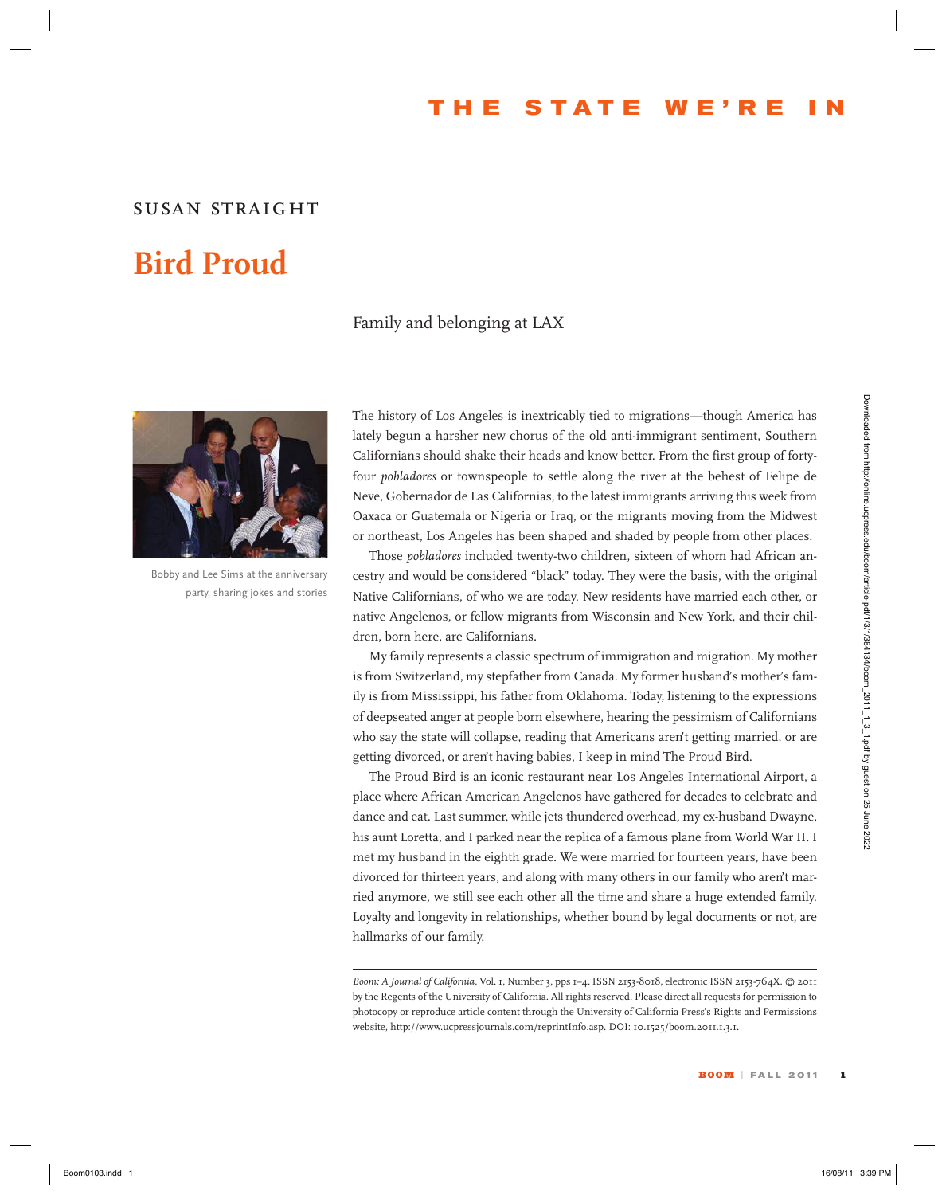THE STATE WE'RE IN

SUSAN STRAIGHT

# Bird Proud

Family and belonging at LAX

Bobby and Lee Sims at the anniversary party, sharing jokes and stories

The history of Los Angeles is inextricably tied to migrations—though America has lately begun a harsher new chorus of the old anti-immigrant sentiment, Southern Californians should shake their heads and know better. From the first group of forty-four *pobladores* or townspeople to settle along the river at the behest of Felipe de Neve, Gobernador de Las Californias, to the latest immigrants arriving this week from Oaxaca or Guatemala or Nigeria or Iraq, or the migrants moving from the Midwest or northeast, Los Angeles has been shaped and shaded by people from other places.

Those *pobladores* included twenty-two children, sixteen of whom had African ancestry and would be considered "black" today. They were the basis, with the original Native Californians, of who we are today. New residents have married each other, or native Angelenos, or fellow migrants from Wisconsin and New York, and their children, born here, are Californians.

My family represents a classic spectrum of immigration and migration. My mother is from Switzerland, my stepfather from Canada. My former husband's mother's family is from Mississippi, his father from Oklahoma. Today, listening to the expressions of deepseated anger at people born elsewhere, hearing the pessimism of Californians who say the state will collapse, reading that Americans aren't getting married, or are getting divorced, or aren't having babies, I keep in mind The Proud Bird.

The Proud Bird is an iconic restaurant near Los Angeles International Airport, a place where African American Angelenos have gathered for decades to celebrate and dance and eat. Last summer, while jets thundered overhead, my ex-husband Dwayne, his aunt Loretta, and I parked near the replica of a famous plane from World War II. I met my husband in the eighth grade. We were married for fourteen years, have been divorced for thirteen years, and along with many others in our family who aren't married anymore, we still see each other all the time and share a huge extended family. Loyalty and longevity in relationships, whether bound by legal documents or not, are hallmarks of our family.

*Boom: A Journal of California*, Vol. 1, Number 3, pps 1–4. ISSN 2153-8018, electronic ISSN 2153-764X. © 2011 by the Regents of the University of California. All rights reserved. Please direct all requests for permission to photocopy or reproduce article content through the University of California Press's Rights and Permissions website, http://www.ucpressjournals.com/reprintInfo.asp. DOI: 10.1525/boom.2011.1.3.1.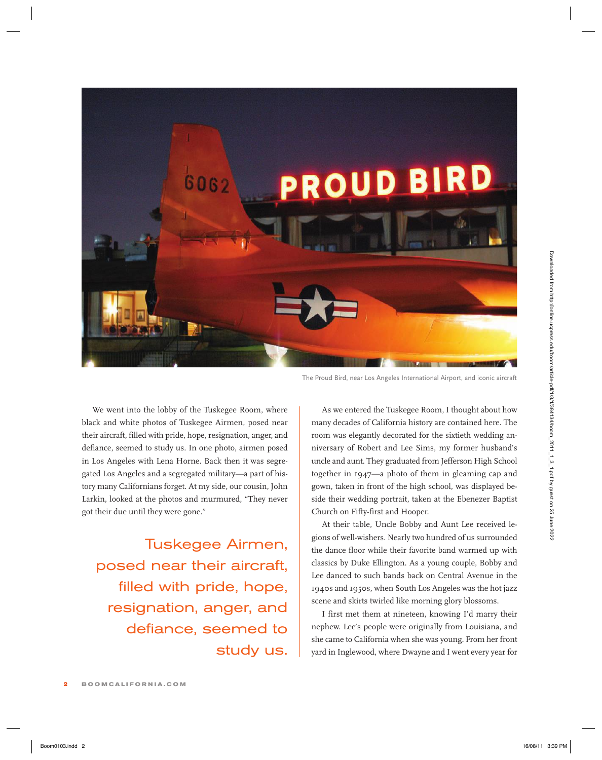The Proud Bird, near Los Angeles International Airport, and iconic aircraft

We went into the lobby of the Tuskegee Room, where black and white photos of Tuskegee Airmen, posed near their aircraft, filled with pride, hope, resignation, anger, and defiance, seemed to study us. In one photo, airmen posed in Los Angeles with Lena Horne. Back then it was segregated Los Angeles and a segregated military—a part of history many Californians forget. At my side, our cousin, John Larkin, looked at the photos and murmured, "They never got their due until they were gone."

> Tuskegee Airmen, posed near their aircraft, filled with pride, hope, resignation, anger, and defiance, seemed to study us.

As we entered the Tuskegee Room, I thought about how many decades of California history are contained here. The room was elegantly decorated for the sixtieth wedding anniversary of Robert and Lee Sims, my former husband's uncle and aunt. They graduated from Jefferson High School together in 1947—a photo of them in gleaming cap and gown, taken in front of the high school, was displayed beside their wedding portrait, taken at the Ebenezer Baptist Church on Fifty-first and Hooper.

At their table, Uncle Bobby and Aunt Lee received legions of well-wishers. Nearly two hundred of us surrounded the dance floor while their favorite band warmed up with classics by Duke Ellington. As a young couple, Bobby and Lee danced to such bands back on Central Avenue in the 1940s and 1950s, when South Los Angeles was the hot jazz scene and skirts twirled like morning glory blossoms.

I first met them at nineteen, knowing I'd marry their nephew. Lee's people were originally from Louisiana, and she came to California when she was young. From her front yard in Inglewood, where Dwayne and I went every year for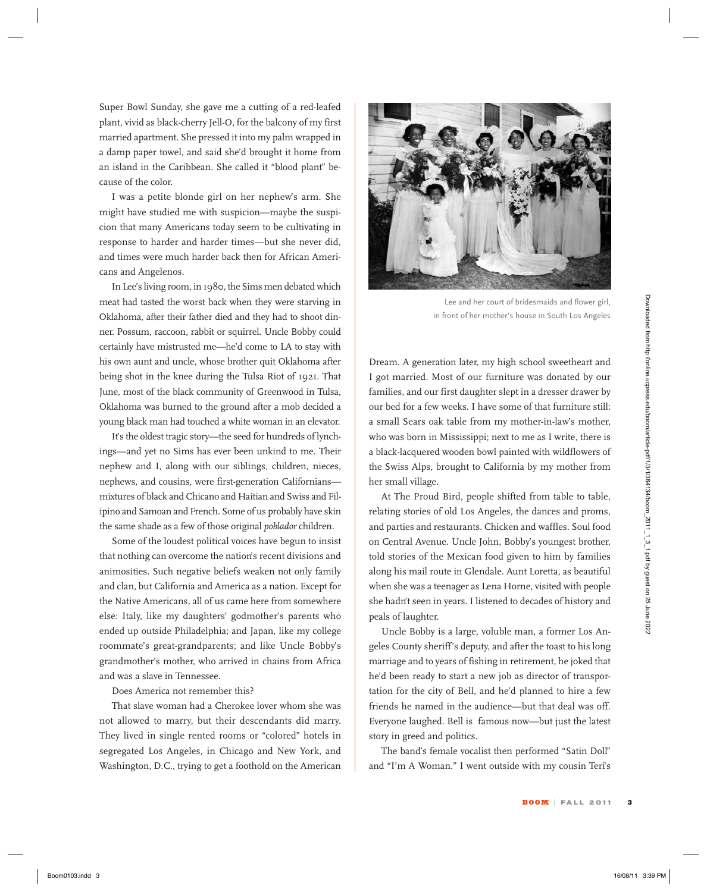Super Bowl Sunday, she gave me a cutting of a red-leafed plant, vivid as black-cherry Jell-O, for the balcony of my first married apartment. She pressed it into my palm wrapped in a damp paper towel, and said she'd brought it home from an island in the Caribbean. She called it "blood plant" because of the color.

I was a petite blonde girl on her nephew's arm. She might have studied me with suspicion—maybe the suspicion that many Americans today seem to be cultivating in response to harder and harder times—but she never did, and times were much harder back then for African Americans and Angelenos.

In Lee's living room, in 1980, the Sims men debated which meat had tasted the worst back when they were starving in Oklahoma, after their father died and they had to shoot dinner. Possum, raccoon, rabbit or squirrel. Uncle Bobby could certainly have mistrusted me—he'd come to LA to stay with his own aunt and uncle, whose brother quit Oklahoma after being shot in the knee during the Tulsa Riot of 1921. That June, most of the black community of Greenwood in Tulsa, Oklahoma was burned to the ground after a mob decided a young black man had touched a white woman in an elevator.

It's the oldest tragic story—the seed for hundreds of lynchings—and yet no Sims has ever been unkind to me. Their nephew and I, along with our siblings, children, nieces, nephews, and cousins, were first-generation Californians—mixtures of black and Chicano and Haitian and Swiss and Filipino and Samoan and French. Some of us probably have skin the same shade as a few of those original *poblador* children.

Some of the loudest political voices have begun to insist that nothing can overcome the nation's recent divisions and animosities. Such negative beliefs weaken not only family and clan, but California and America as a nation. Except for the Native Americans, all of us came here from somewhere else: Italy, like my daughters' godmother's parents who ended up outside Philadelphia; and Japan, like my college roommate's great-grandparents; and like Uncle Bobby's grandmother's mother, who arrived in chains from Africa and was a slave in Tennessee.

Does America not remember this?

That slave woman had a Cherokee lover whom she was not allowed to marry, but their descendants did marry. They lived in single rented rooms or "colored" hotels in segregated Los Angeles, in Chicago and New York, and Washington, D.C., trying to get a foothold on the American Dream. A generation later, my high school sweetheart and I got married. Most of our furniture was donated by our families, and our first daughter slept in a dresser drawer by our bed for a few weeks. I have some of that furniture still: a small Sears oak table from my mother-in-law's mother, who was born in Mississippi; next to me as I write, there is a black-lacquered wooden bowl painted with wildflowers of the Swiss Alps, brought to California by my mother from her small village.

Lee and her court of bridesmaids and flower girl, in front of her mother's house in South Los Angeles

At The Proud Bird, people shifted from table to table, relating stories of old Los Angeles, the dances and proms, and parties and restaurants. Chicken and waffles. Soul food on Central Avenue. Uncle John, Bobby's youngest brother, told stories of the Mexican food given to him by families along his mail route in Glendale. Aunt Loretta, as beautiful when she was a teenager as Lena Horne, visited with people she hadn't seen in years. I listened to decades of history and peals of laughter.

Uncle Bobby is a large, voluble man, a former Los Angeles County sheriff's deputy, and after the toast to his long marriage and to years of fishing in retirement, he joked that he'd been ready to start a new job as director of transportation for the city of Bell, and he'd planned to hire a few friends he named in the audience—but that deal was off. Everyone laughed. Bell is famous now—but just the latest story in greed and politics.

The band's female vocalist then performed "Satin Doll" and "I'm A Woman." I went outside with my cousin Teri's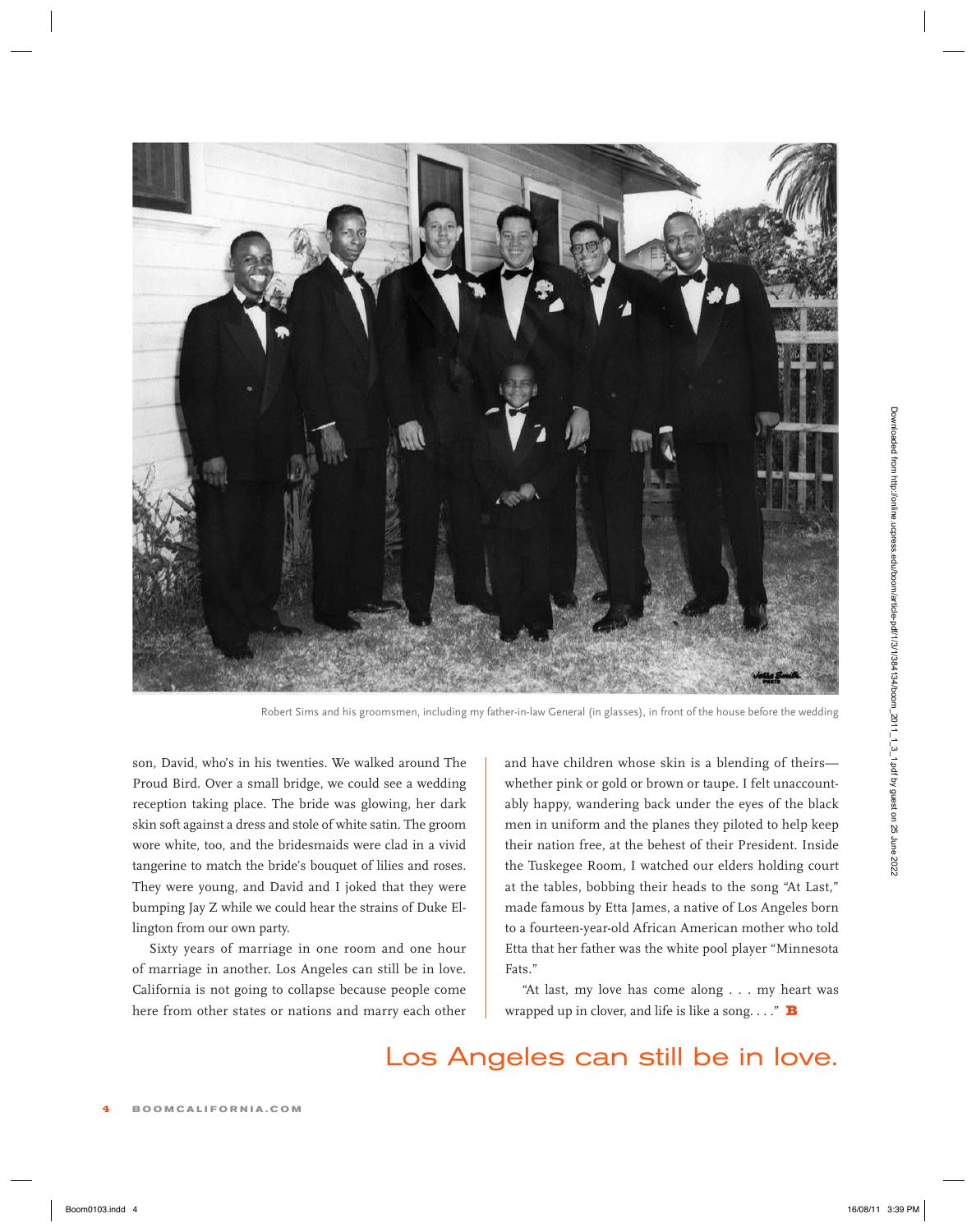Robert Sims and his groomsmen, including my father-in-law General (in glasses), in front of the house before the wedding

son, David, who's in his twenties. We walked around The Proud Bird. Over a small bridge, we could see a wedding reception taking place. The bride was glowing, her dark skin soft against a dress and stole of white satin. The groom wore white, too, and the bridesmaids were clad in a vivid tangerine to match the bride's bouquet of lilies and roses. They were young, and David and I joked that they were bumping Jay Z while we could hear the strains of Duke Ellington from our own party.

Sixty years of marriage in one room and one hour of marriage in another. Los Angeles can still be in love. California is not going to collapse because people come here from other states or nations and marry each other and have children whose skin is a blending of theirs—whether pink or gold or brown or taupe. I felt unaccountably happy, wandering back under the eyes of the black men in uniform and the planes they piloted to help keep their nation free, at the behest of their President. Inside the Tuskegee Room, I watched our elders holding court at the tables, bobbing their heads to the song "At Last," made famous by Etta James, a native of Los Angeles born to a fourteen-year-old African American mother who told Etta that her father was the white pool player "Minnesota Fats."

"At last, my love has come along . . . my heart was wrapped up in clover, and life is like a song. . . ." **B**

Los Angeles can still be in love.